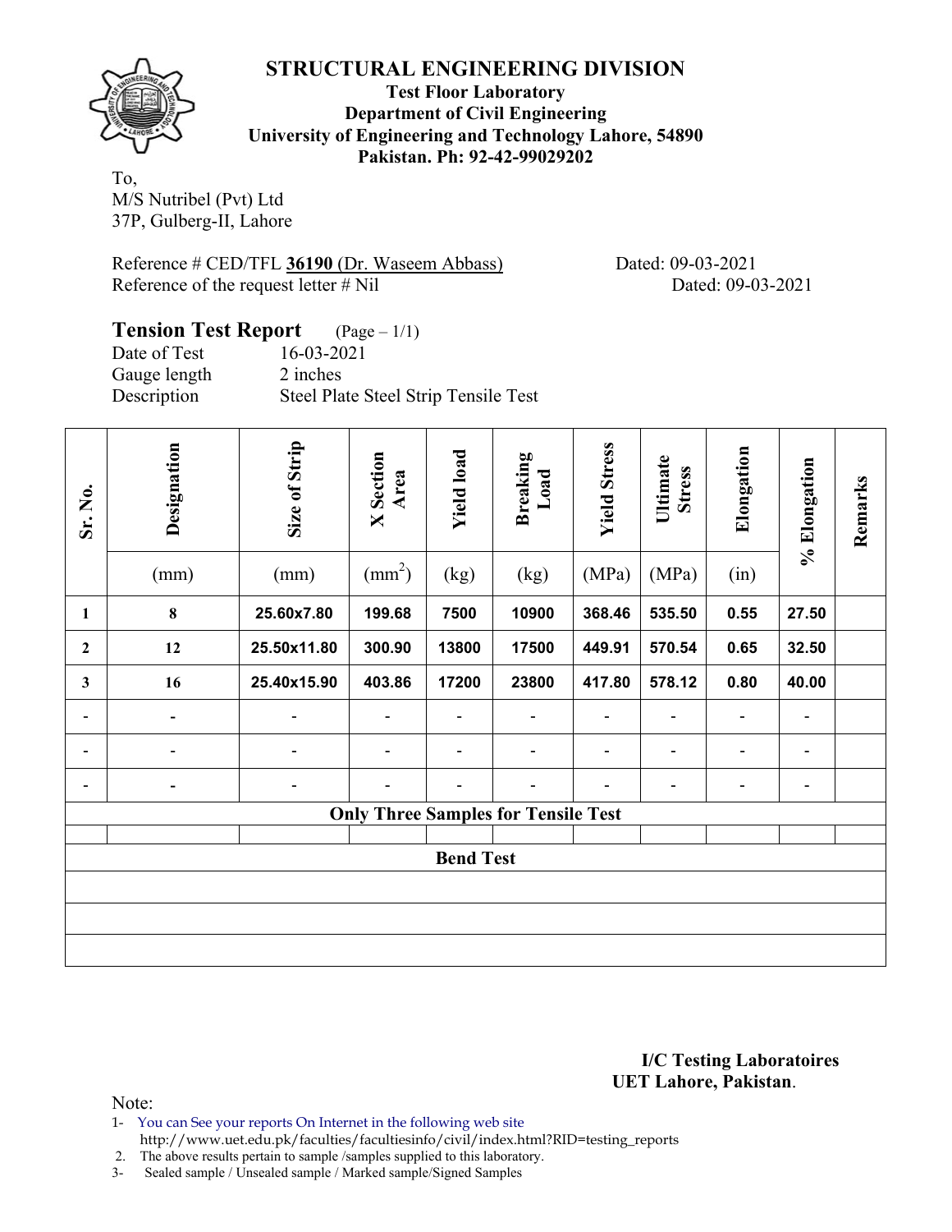# STRUCTURAL ENGINEERING DIVISION

**Test Floor Laboratory**
**Department of Civil Engineering**
**University of Engineering and Technology Lahore, 54890**
**Pakistan. Ph: 92-42-99029202**

To,
M/S Nutribel (Pvt) Ltd
37P, Gulberg-II, Lahore

Reference # CED/TFL **36190** (Dr. Waseem Abbass) Dated: 09-03-2021
Reference of the request letter # Nil Dated: 09-03-2021

## Tension Test Report (Page – 1/1)

Date of Test 16-03-2021
Gauge length 2 inches
Description Steel Plate Steel Strip Tensile Test

| Sr. No. | Designation | Size of Strip | X Section Area | Yield load | Breaking Load | Yield Stress | Ultimate Stress | Elongation | % Elongation | Remarks |
|---|---|---|---|---|---|---|---|---|---|---|
| | (mm) | (mm) | ($mm^2$) | (kg) | (kg) | (MPa) | (MPa) | (in) | | |
| **1** | **8** | **25.60x7.80** | **199.68** | **7500** | **10900** | **368.46** | **535.50** | **0.55** | **27.50** | |
| **2** | **12** | **25.50x11.80** | **300.90** | **13800** | **17500** | **449.91** | **570.54** | **0.65** | **32.50** | |
| **3** | **16** | **25.40x15.90** | **403.86** | **17200** | **23800** | **417.80** | **578.12** | **0.80** | **40.00** | |
| - | - | - | - | - | - | - | - | - | - | |
| - | - | - | - | - | - | - | - | - | - | |
| - | - | - | - | - | - | - | - | - | - | |
| **Only Three Samples for Tensile Test** | | | | | | | | | | |
| | | | | | | | | | | |
| **Bend Test** | | | | | | | | | | |
| | | | | | | | | | | |
| | | | | | | | | | | |
| | | | | | | | | | | |

**I/C Testing Laboratoires**
**UET Lahore, Pakistan.**

Note:
1- You can See your reports On Internet in the following web site
http://www.uet.edu.pk/faculties/facultiesinfo/civil/index.html?RID=testing_reports
2. The above results pertain to sample /samples supplied to this laboratory.
3- Sealed sample / Unsealed sample / Marked sample/Signed Samples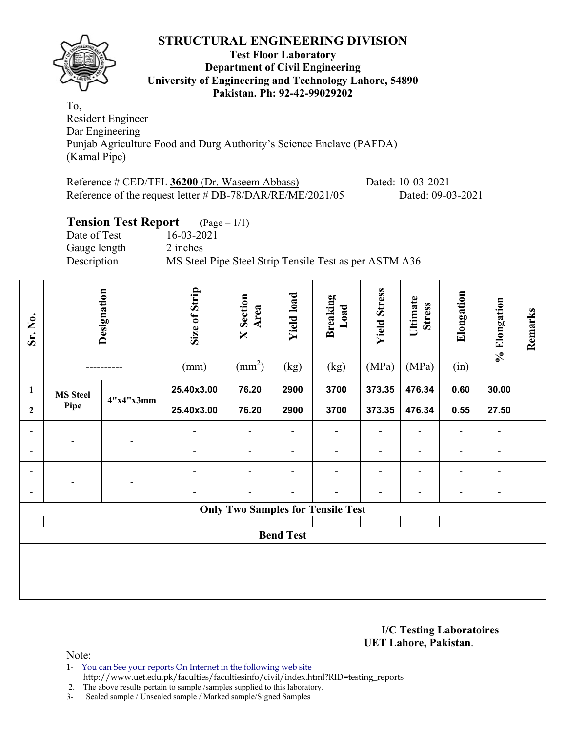# STRUCTURAL ENGINEERING DIVISION

**Test Floor Laboratory**
**Department of Civil Engineering**
**University of Engineering and Technology Lahore, 54890**
**Pakistan. Ph: 92-42-99029202**

To,
Resident Engineer
Dar Engineering
Punjab Agriculture Food and Durg Authority's Science Enclave (PAFDA)
(Kamal Pipe)

Reference # CED/TFL **36200** (Dr. Waseem Abbass) Dated: 10-03-2021
Reference of the request letter # DB-78/DAR/RE/ME/2021/05 Dated: 09-03-2021

## Tension Test Report (Page – 1/1)

Date of Test 16-03-2021
Gauge length 2 inches
Description MS Steel Pipe Steel Strip Tensile Test as per ASTM A36

| Sr. No. | Designation | | Size of Strip | X Section Area | Yield load | Breaking Load | Yield Stress | Ultimate Stress | Elongation | % Elongation | Remarks |
|---|---|---|---|---|---|---|---|---|---|---|---|
| | ---------- | | (mm) | ($mm^2$) | (kg) | (kg) | (MPa) | (MPa) | (in) | | |
| 1 | MS Steel Pipe | 4"x4"x3mm | 25.40x3.00 | 76.20 | 2900 | 3700 | 373.35 | 476.34 | 0.60 | 30.00 | |
| 2 | | | 25.40x3.00 | 76.20 | 2900 | 3700 | 373.35 | 476.34 | 0.55 | 27.50 | |
| - | - | - | - | - | - | - | - | - | - | - | |
| - | | | - | - | - | - | - | - | - | - | |
| - | - | - | - | - | - | - | - | - | - | - | |
| - | | | - | - | - | - | - | - | - | - | |
| | | | | **Only Two Samples for Tensile Test** | | | | | | | |
| | | | | | | | | | | | |
| | | | | **Bend Test** | | | | | | | |
| | | | | | | | | | | | |
| | | | | | | | | | | | |
| | | | | | | | | | | | |

**I/C Testing Laboratoires**
**UET Lahore, Pakistan**.

Note:
1- You can See your reports On Internet in the following web site
http://www.uet.edu.pk/faculties/facultiesinfo/civil/index.html?RID=testing_reports
2. The above results pertain to sample /samples supplied to this laboratory.
3- Sealed sample / Unsealed sample / Marked sample/Signed Samples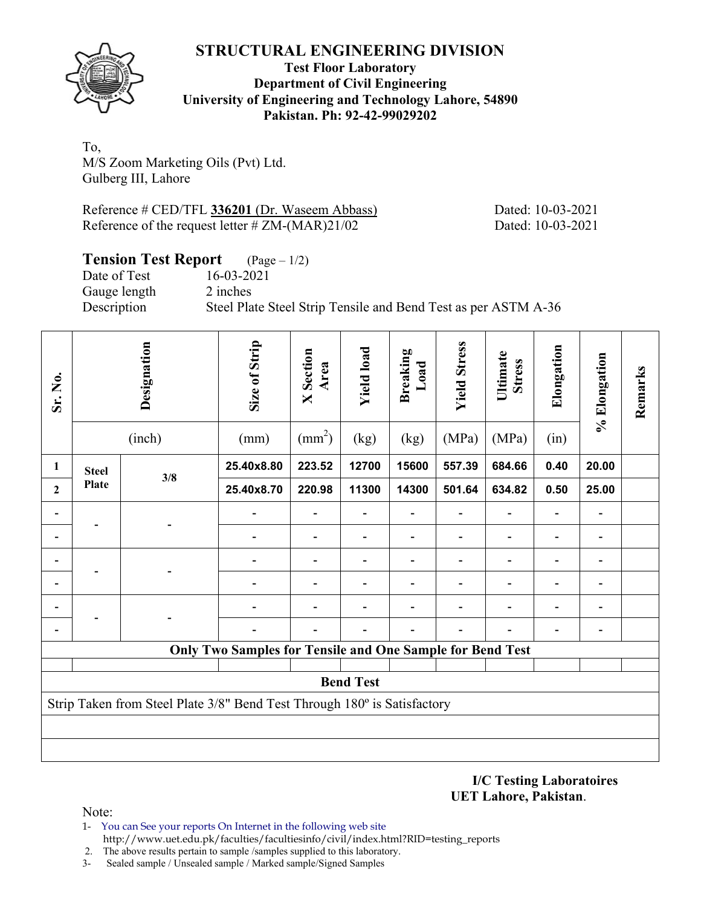# STRUCTURAL ENGINEERING DIVISION

**Test Floor Laboratory**
**Department of Civil Engineering**
**University of Engineering and Technology Lahore, 54890**
**Pakistan. Ph: 92-42-99029202**

To,
M/S Zoom Marketing Oils (Pvt) Ltd.
Gulberg III, Lahore

Reference # CED/TFL **336201** (Dr. Waseem Abbass) Dated: 10-03-2021
Reference of the request letter # ZM-(MAR)21/02 Dated: 10-03-2021

## Tension Test Report (Page – 1/2)

Date of Test 16-03-2021
Gauge length 2 inches
Description Steel Plate Steel Strip Tensile and Bend Test as per ASTM A-36

| Sr. No. | Designation | | Size of Strip | X Section Area | Yield load | Breaking Load | Yield Stress | Ultimate Stress | Elongation | % Elongation | Remarks |
|---|---|---|---|---|---|---|---|---|---|---|---|
| | (inch) | | (mm) | ($mm^2$) | (kg) | (kg) | (MPa) | (MPa) | (in) | | |
| **1** | **Steel Plate** | **3/8** | **25.40x8.80** | **223.52** | **12700** | **15600** | **557.39** | **684.66** | **0.40** | **20.00** | |
| **2** | | | **25.40x8.70** | **220.98** | **11300** | **14300** | **501.64** | **634.82** | **0.50** | **25.00** | |
| - | - | - | - | - | - | - | - | - | - | - | |
| - | | | - | - | - | - | - | - | - | - | |
| - | - | - | - | - | - | - | - | - | - | - | |
| - | | | - | - | - | - | - | - | - | - | |
| - | - | - | - | - | - | - | - | - | - | - | |
| - | | | - | - | - | - | - | - | - | - | |
| **Only Two Samples for Tensile and One Sample for Bend Test** | | | | | | | | | | | |
| | | | | | | | | | | | |
| **Bend Test** | | | | | | | | | | | |
| Strip Taken from Steel Plate 3/8" Bend Test Through 180º is Satisfactory | | | | | | | | | | | |

**I/C Testing Laboratoires**
**UET Lahore, Pakistan**.

Note:

1- You can See your reports On Internet in the following web site
http://www.uet.edu.pk/faculties/facultiesinfo/civil/index.html?RID=testing_reports
2. The above results pertain to sample /samples supplied to this laboratory.
3- Sealed sample / Unsealed sample / Marked sample/Signed Samples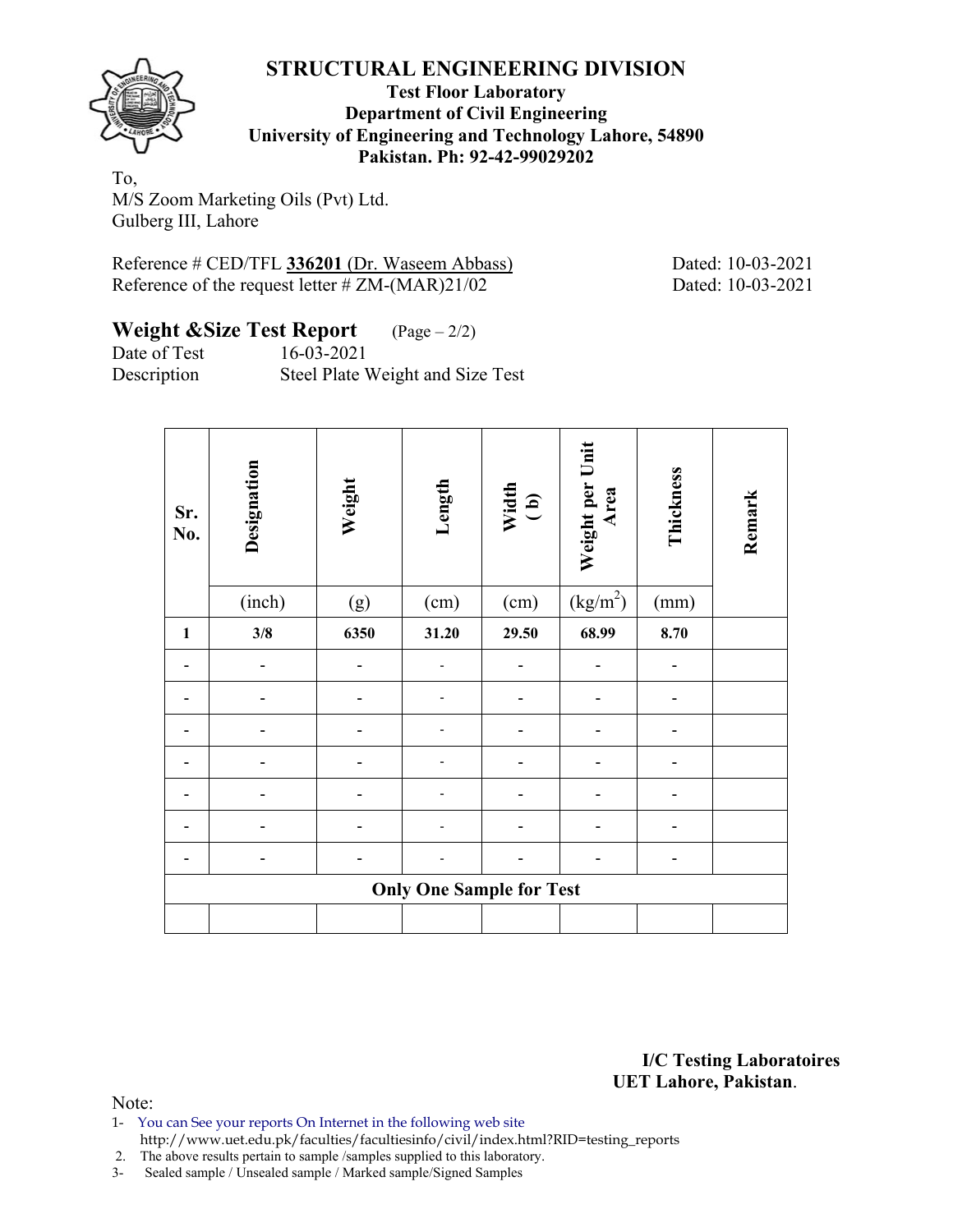# STRUCTURAL ENGINEERING DIVISION

**Test Floor Laboratory**
**Department of Civil Engineering**
**University of Engineering and Technology Lahore, 54890**
**Pakistan. Ph: 92-42-99029202**

To,
M/S Zoom Marketing Oils (Pvt) Ltd.
Gulberg III, Lahore

Reference # CED/TFL **336201** (Dr. Waseem Abbass) Dated: 10-03-2021
Reference of the request letter # ZM-(MAR)21/02 Dated: 10-03-2021

## Weight &Size Test Report (Page – 2/2)

Date of Test 16-03-2021
Description Steel Plate Weight and Size Test

| Sr. No. | Designation | Weight | Length | Width (b) | Weight per Unit Area | Thickness | Remark |
|---|---|---|---|---|---|---|---|
| | (inch) | (g) | (cm) | (cm) | ($kg/m^2$) | (mm) | |
| **1** | **3/8** | **6350** | **31.20** | **29.50** | **68.99** | **8.70** | |
| - | - | - | - | - | - | - | |
| - | - | - | - | - | - | - | |
| - | - | - | - | - | - | - | |
| - | - | - | - | - | - | - | |
| - | - | - | - | - | - | - | |
| - | - | - | - | - | - | - | |
| - | - | - | - | - | - | - | |
| **Only One Sample for Test** | | | | | | | |
| | | | | | | | |

**I/C Testing Laboratoires**
**UET Lahore, Pakistan**.

Note:
1- You can See your reports On Internet in the following web site http://www.uet.edu.pk/faculties/facultiesinfo/civil/index.html?RID=testing_reports
2. The above results pertain to sample /samples supplied to this laboratory.
3- Sealed sample / Unsealed sample / Marked sample/Signed Samples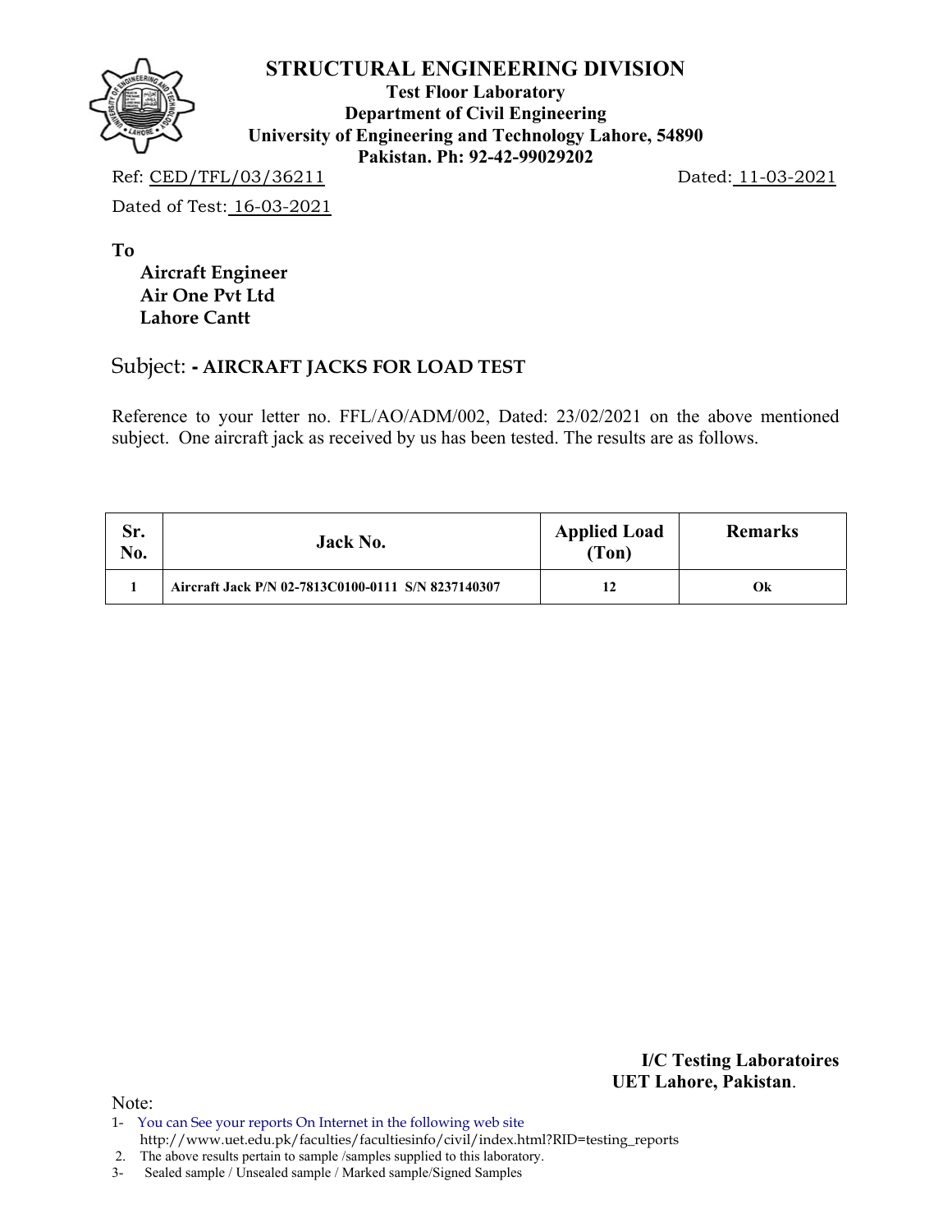# STRUCTURAL ENGINEERING DIVISION

**Test Floor Laboratory**
**Department of Civil Engineering**
**University of Engineering and Technology Lahore, 54890**
**Pakistan. Ph: 92-42-99029202**

Ref: CED/TFL/03/36211 Dated: 11-03-2021

Dated of Test: 16-03-2021

**To**

**Aircraft Engineer**
**Air One Pvt Ltd**
**Lahore Cantt**

Subject: **- AIRCRAFT JACKS FOR LOAD TEST**

Reference to your letter no. FFL/AO/ADM/002, Dated: 23/02/2021 on the above mentioned subject. One aircraft jack as received by us has been tested. The results are as follows.

| Sr. No. | Jack No. | Applied Load (Ton) | Remarks |
|---|---|---|---|
| 1 | Aircraft Jack P/N 02-7813C0100-0111 S/N 8237140307 | 12 | Ok |

**I/C Testing Laboratoires**
**UET Lahore, Pakistan**.

Note:

1- You can See your reports On Internet in the following web site
http://www.uet.edu.pk/faculties/facultiesinfo/civil/index.html?RID=testing_reports

2. The above results pertain to sample /samples supplied to this laboratory.

3- Sealed sample / Unsealed sample / Marked sample/Signed Samples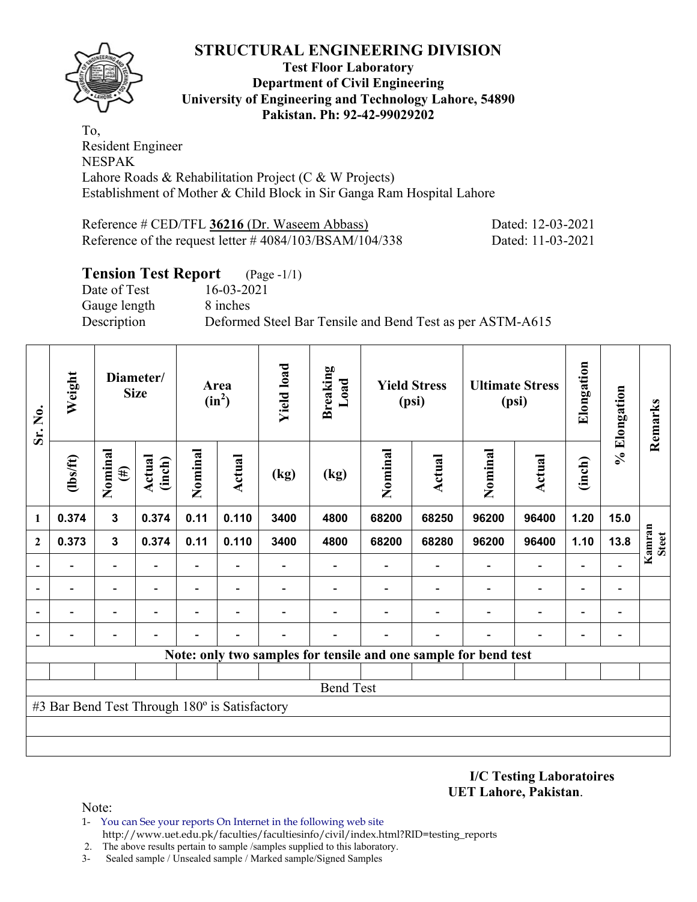# STRUCTURAL ENGINEERING DIVISION

**Test Floor Laboratory**
**Department of Civil Engineering**
**University of Engineering and Technology Lahore, 54890**
**Pakistan. Ph: 92-42-99029202**

To,
Resident Engineer
NESPAK
Lahore Roads & Rehabilitation Project (C & W Projects)
Establishment of Mother & Child Block in Sir Ganga Ram Hospital Lahore

Reference # CED/TFL **36216** (Dr. Waseem Abbass) Dated: 12-03-2021
Reference of the request letter # 4084/103/BSAM/104/338 Dated: 11-03-2021

## Tension Test Report (Page -1/1)

Date of Test 16-03-2021
Gauge length 8 inches
Description Deformed Steel Bar Tensile and Bend Test as per ASTM-A615

| Sr. No. | Weight | Diameter/ Size | | Area ($in^2$) | | Yield load | Breaking Load | Yield Stress (psi) | | Ultimate Stress (psi) | | Elongation | % Elongation | Remarks |
|---|---|---|---|---|---|---|---|---|---|---|---|---|---|---|
| | (lbs/ft) | Nominal (#) | Actual (inch) | Nominal | Actual | (kg) | (kg) | Nominal | Actual | Nominal | Actual | (inch) | | |
| 1 | 0.374 | 3 | 0.374 | 0.11 | 0.110 | 3400 | 4800 | 68200 | 68250 | 96200 | 96400 | 1.20 | 15.0 | Kamran Steel |
| 2 | 0.373 | 3 | 0.374 | 0.11 | 0.110 | 3400 | 4800 | 68200 | 68280 | 96200 | 96400 | 1.10 | 13.8 | |
| - | - | - | - | - | - | - | - | - | - | - | - | - | - | |
| - | - | - | - | - | - | - | - | - | - | - | - | - | - | |
| - | - | - | - | - | - | - | - | - | - | - | - | - | - | |
| - | - | - | - | - | - | - | - | - | - | - | - | - | - | |

**Note: only two samples for tensile and one sample for bend test**

Bend Test

#3 Bar Bend Test Through 180º is Satisfactory

**I/C Testing Laboratoires**
**UET Lahore, Pakistan**.

Note:
1- You can See your reports On Internet in the following web site
http://www.uet.edu.pk/faculties/facultiesinfo/civil/index.html?RID=testing_reports
2. The above results pertain to sample /samples supplied to this laboratory.
3- Sealed sample / Unsealed sample / Marked sample/Signed Samples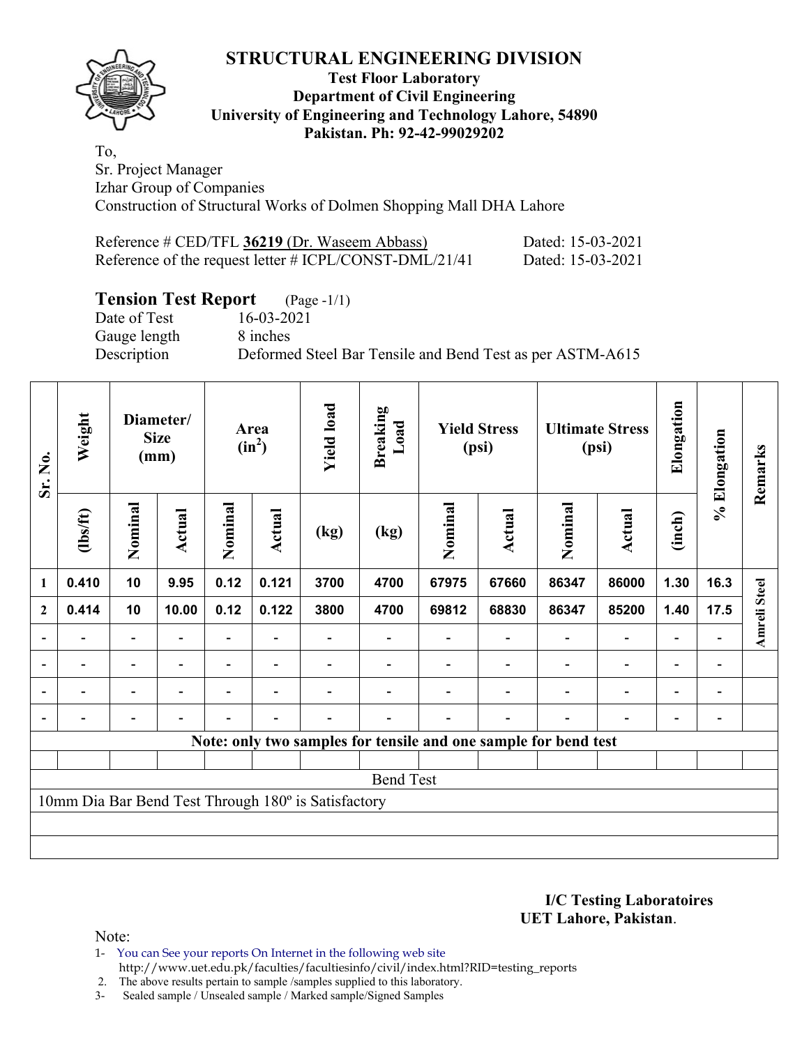# STRUCTURAL ENGINEERING DIVISION

**Test Floor Laboratory**
**Department of Civil Engineering**
**University of Engineering and Technology Lahore, 54890**
**Pakistan. Ph: 92-42-99029202**

To,
Sr. Project Manager
Izhar Group of Companies
Construction of Structural Works of Dolmen Shopping Mall DHA Lahore

Reference # CED/TFL **36219** (Dr. Waseem Abbass) Dated: 15-03-2021
Reference of the request letter # ICPL/CONST-DML/21/41 Dated: 15-03-2021

## Tension Test Report (Page -1/1)

Date of Test 16-03-2021
Gauge length 8 inches
Description Deformed Steel Bar Tensile and Bend Test as per ASTM-A615

| Sr. No. | Weight | Diameter/ Size (mm) | | Area ($in^2$) | | Yield load | Breaking Load | Yield Stress (psi) | | Ultimate Stress (psi) | | Elongation | % Elongation | Remarks |
|---|---|---|---|---|---|---|---|---|---|---|---|---|---|---|
| | (lbs/ft) | Nominal | Actual | Nominal | Actual | (kg) | (kg) | Nominal | Actual | Nominal | Actual | (inch) | | |
| 1 | 0.410 | 10 | 9.95 | 0.12 | 0.121 | 3700 | 4700 | 67975 | 67660 | 86347 | 86000 | 1.30 | 16.3 | Amreli Steel |
| 2 | 0.414 | 10 | 10.00 | 0.12 | 0.122 | 3800 | 4700 | 69812 | 68830 | 86347 | 85200 | 1.40 | 17.5 | |
| - | - | - | - | - | - | - | - | - | - | - | - | - | - | |
| - | - | - | - | - | - | - | - | - | - | - | - | - | - | |
| - | - | - | - | - | - | - | - | - | - | - | - | - | - | |
| - | - | - | - | - | - | - | - | - | - | - | - | - | - | |

**Note: only two samples for tensile and one sample for bend test**

Bend Test

10mm Dia Bar Bend Test Through 180º is Satisfactory

**I/C Testing Laboratoires**
**UET Lahore, Pakistan**.

Note:
1- You can See your reports On Internet in the following web site
http://www.uet.edu.pk/faculties/facultiesinfo/civil/index.html?RID=testing_reports
2. The above results pertain to sample /samples supplied to this laboratory.
3- Sealed sample / Unsealed sample / Marked sample/Signed Samples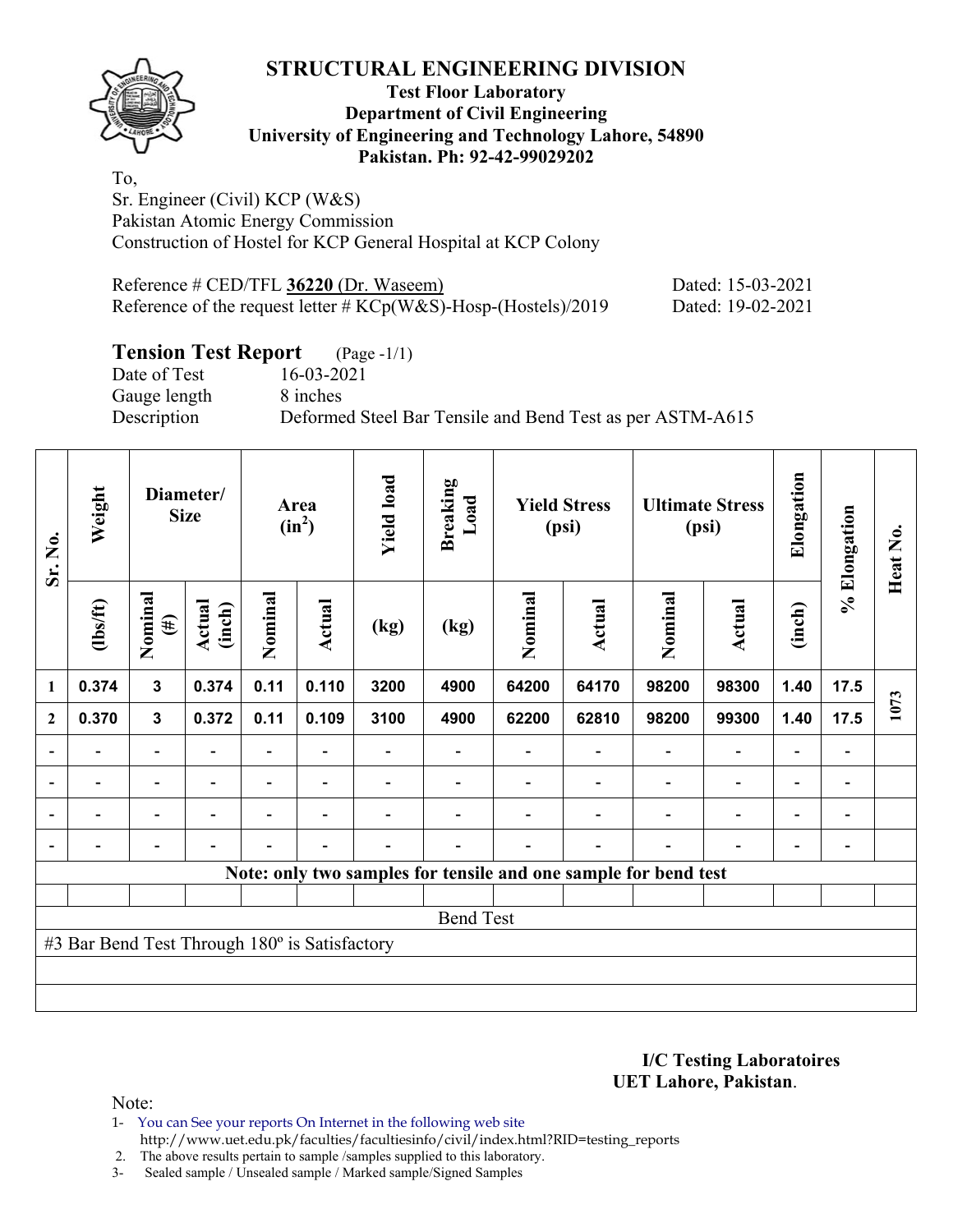# STRUCTURAL ENGINEERING DIVISION

**Test Floor Laboratory**
**Department of Civil Engineering**
**University of Engineering and Technology Lahore, 54890**
**Pakistan. Ph: 92-42-99029202**

To,
Sr. Engineer (Civil) KCP (W&S)
Pakistan Atomic Energy Commission
Construction of Hostel for KCP General Hospital at KCP Colony

Reference # CED/TFL **36220** (Dr. Waseem) Dated: 15-03-2021
Reference of the request letter # KCp(W&S)-Hosp-(Hostels)/2019 Dated: 19-02-2021

## Tension Test Report (Page -1/1)

Date of Test 16-03-2021
Gauge length 8 inches
Description Deformed Steel Bar Tensile and Bend Test as per ASTM-A615

| Sr. No. | Weight | Diameter/ Size | | Area ($in^2$) | | Yield load | Breaking Load | Yield Stress (psi) | | Ultimate Stress (psi) | | Elongation | % Elongation | Heat No. |
|---|---|---|---|---|---|---|---|---|---|---|---|---|---|---|
| | (lbs/ft) | Nominal (#) | Actual (inch) | Nominal | Actual | (kg) | (kg) | Nominal | Actual | Nominal | Actual | (inch) | | |
| 1 | 0.374 | 3 | 0.374 | 0.11 | 0.110 | 3200 | 4900 | 64200 | 64170 | 98200 | 98300 | 1.40 | 17.5 | 1073 |
| 2 | 0.370 | 3 | 0.372 | 0.11 | 0.109 | 3100 | 4900 | 62200 | 62810 | 98200 | 99300 | 1.40 | 17.5 | |
| - | - | - | - | - | - | - | - | - | - | - | - | - | - | |
| - | - | - | - | - | - | - | - | - | - | - | - | - | - | |
| - | - | - | - | - | - | - | - | - | - | - | - | - | - | |
| - | - | - | - | - | - | - | - | - | - | - | - | - | - | |
| Note: only two samples for tensile and one sample for bend test | | | | | | | | | | | | | | |
| Bend Test | | | | | | | | | | | | | | |
| #3 Bar Bend Test Through 180º is Satisfactory | | | | | | | | | | | | | | |

**I/C Testing Laboratoires**
**UET Lahore, Pakistan**.

Note:
1- You can See your reports On Internet in the following web site
http://www.uet.edu.pk/faculties/facultiesinfo/civil/index.html?RID=testing_reports
2. The above results pertain to sample /samples supplied to this laboratory.
3- Sealed sample / Unsealed sample / Marked sample/Signed Samples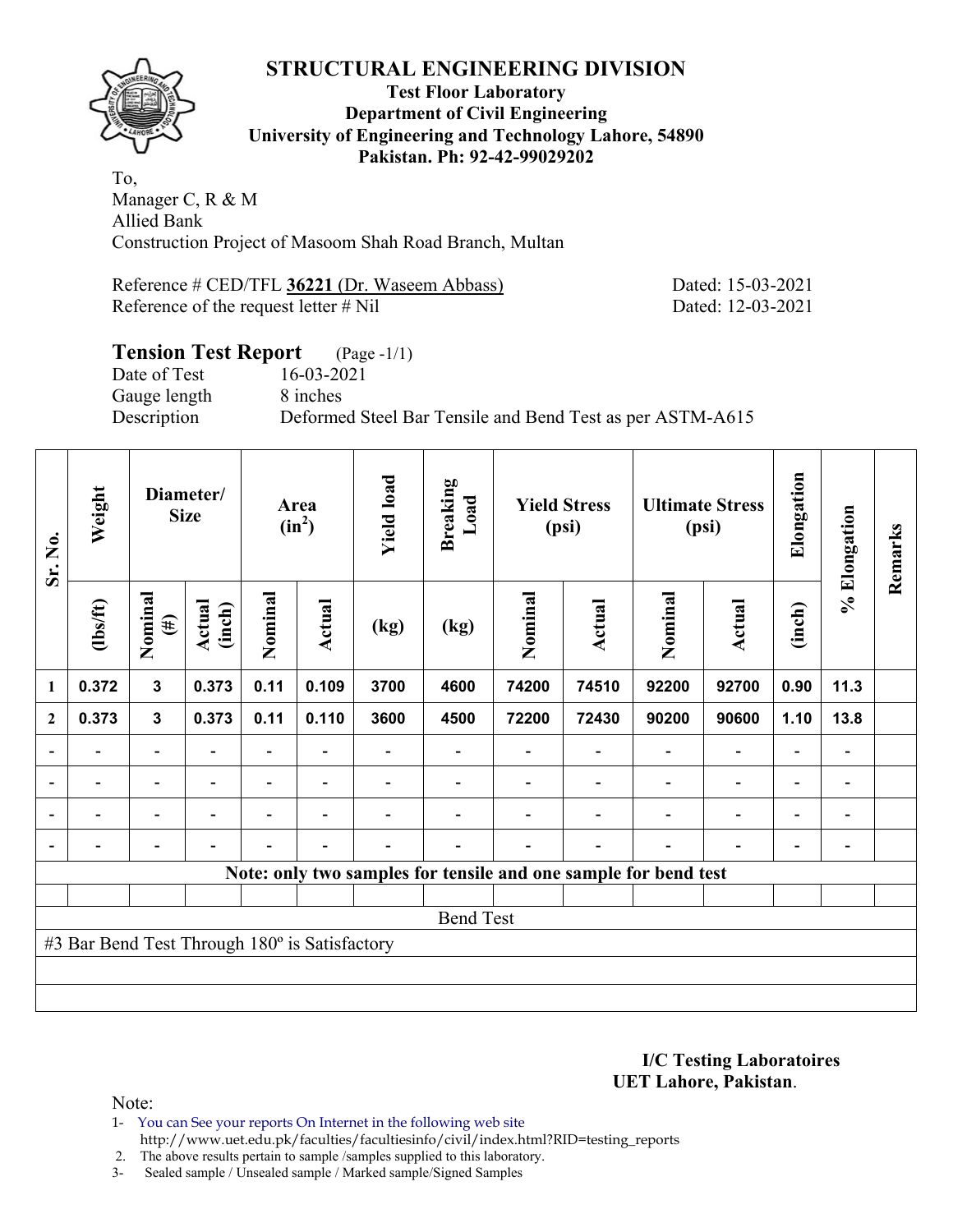# STRUCTURAL ENGINEERING DIVISION

**Test Floor Laboratory**
**Department of Civil Engineering**
**University of Engineering and Technology Lahore, 54890**
**Pakistan. Ph: 92-42-99029202**

To,
Manager C, R & M
Allied Bank
Construction Project of Masoom Shah Road Branch, Multan

Reference # CED/TFL **36221** (Dr. Waseem Abbass) Dated: 15-03-2021
Reference of the request letter # Nil Dated: 12-03-2021

## Tension Test Report (Page -1/1)

Date of Test 16-03-2021
Gauge length 8 inches
Description Deformed Steel Bar Tensile and Bend Test as per ASTM-A615

| Sr. No. | Weight | Diameter/ Size | | Area ($in^2$) | | Yield load | Breaking Load | Yield Stress (psi) | | Ultimate Stress (psi) | | Elongation | % Elongation | Remarks |
|---|---|---|---|---|---|---|---|---|---|---|---|---|---|---|
| | (lbs/ft) | Nominal (#) | Actual (inch) | Nominal | Actual | (kg) | (kg) | Nominal | Actual | Nominal | Actual | (inch) | | |
| 1 | 0.372 | 3 | 0.373 | 0.11 | 0.109 | 3700 | 4600 | 74200 | 74510 | 92200 | 92700 | 0.90 | 11.3 | |
| 2 | 0.373 | 3 | 0.373 | 0.11 | 0.110 | 3600 | 4500 | 72200 | 72430 | 90200 | 90600 | 1.10 | 13.8 | |
| - | - | - | - | - | - | - | - | - | - | - | - | - | - | |
| - | - | - | - | - | - | - | - | - | - | - | - | - | - | |
| - | - | - | - | - | - | - | - | - | - | - | - | - | - | |
| - | - | - | - | - | - | - | - | - | - | - | - | - | - | |

**Note: only two samples for tensile and one sample for bend test**

Bend Test

#3 Bar Bend Test Through 180º is Satisfactory

**I/C Testing Laboratoires**
**UET Lahore, Pakistan**.

Note:
1- You can See your reports On Internet in the following web site
http://www.uet.edu.pk/faculties/facultiesinfo/civil/index.html?RID=testing_reports
2. The above results pertain to sample /samples supplied to this laboratory.
3- Sealed sample / Unsealed sample / Marked sample/Signed Samples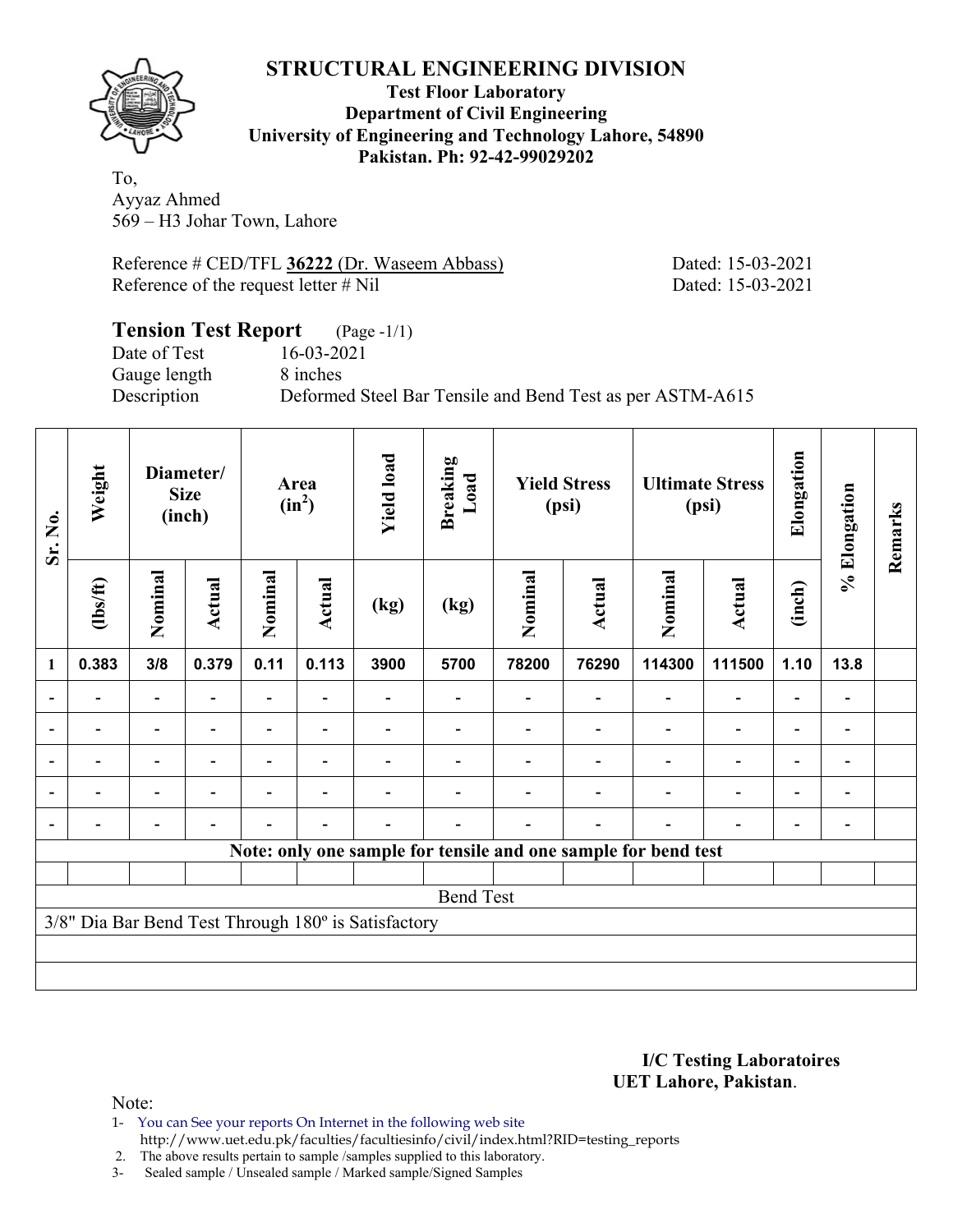# STRUCTURAL ENGINEERING DIVISION

**Test Floor Laboratory**
**Department of Civil Engineering**
**University of Engineering and Technology Lahore, 54890**
**Pakistan. Ph: 92-42-99029202**

To,
Ayyaz Ahmed
569 – H3 Johar Town, Lahore

Reference # CED/TFL **36222** (Dr. Waseem Abbass) Dated: 15-03-2021
Reference of the request letter # Nil Dated: 15-03-2021

## Tension Test Report (Page -1/1)

Date of Test 16-03-2021
Gauge length 8 inches
Description Deformed Steel Bar Tensile and Bend Test as per ASTM-A615

| Sr. No. | Weight | Diameter/ Size (inch) | | Area ($in^2$) | | Yield load | Breaking Load | Yield Stress (psi) | | Ultimate Stress (psi) | | Elongation | % Elongation | Remarks |
|---|---|---|---|---|---|---|---|---|---|---|---|---|---|---|
| | (lbs/ft) | Nominal | Actual | Nominal | Actual | (kg) | (kg) | Nominal | Actual | Nominal | Actual | (inch) | | |
| 1 | 0.383 | 3/8 | 0.379 | 0.11 | 0.113 | 3900 | 5700 | 78200 | 76290 | 114300 | 111500 | 1.10 | 13.8 | |
| - | - | - | - | - | - | - | - | - | - | - | - | - | - | |
| - | - | - | - | - | - | - | - | - | - | - | - | - | - | |
| - | - | - | - | - | - | - | - | - | - | - | - | - | - | |
| - | - | - | - | - | - | - | - | - | - | - | - | - | - | |
| - | - | - | - | - | - | - | - | - | - | - | - | - | - | |

**Note: only one sample for tensile and one sample for bend test**

Bend Test

3/8" Dia Bar Bend Test Through 180º is Satisfactory

**I/C Testing Laboratoires**
**UET Lahore, Pakistan**.

Note:

1- You can See your reports On Internet in the following web site http://www.uet.edu.pk/faculties/facultiesinfo/civil/index.html?RID=testing_reports
2. The above results pertain to sample /samples supplied to this laboratory.
3- Sealed sample / Unsealed sample / Marked sample/Signed Samples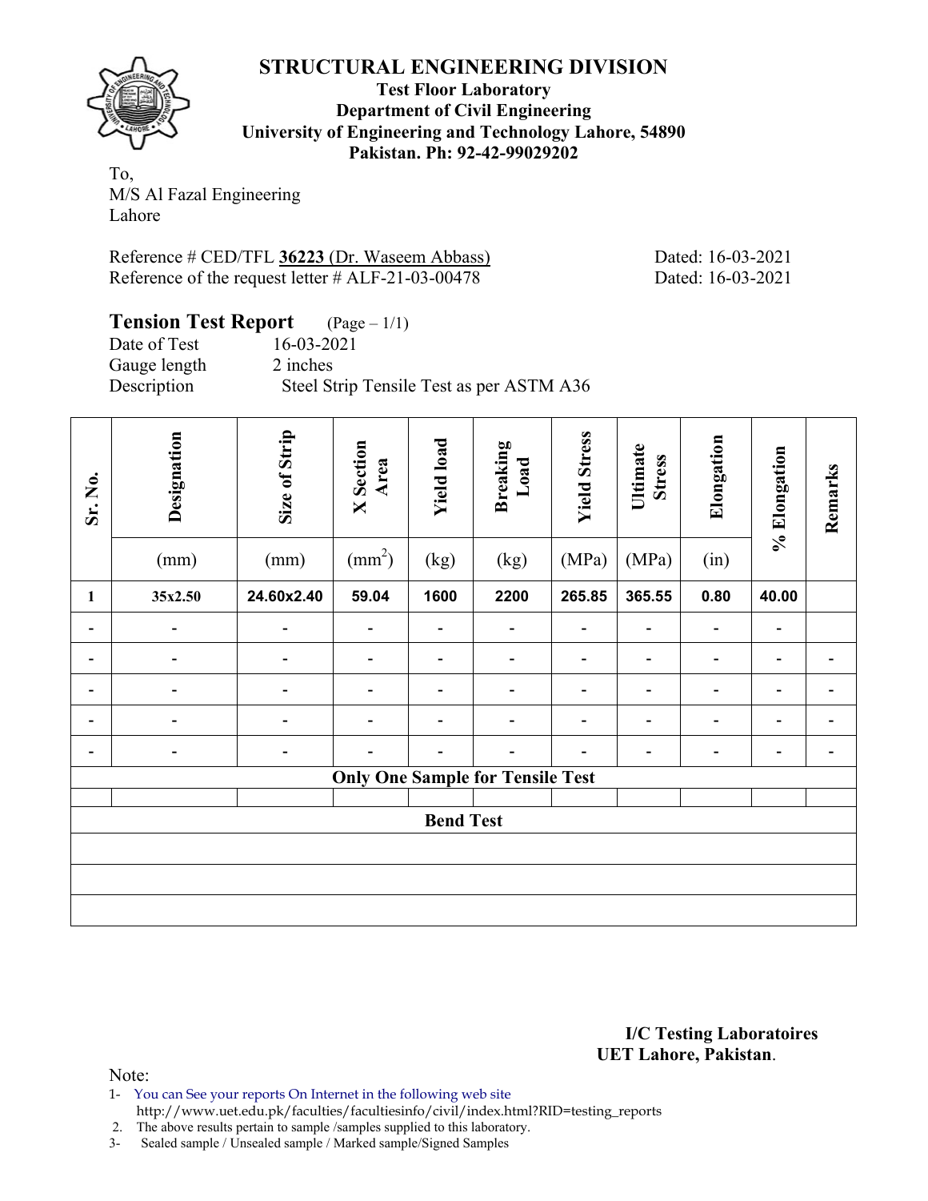# STRUCTURAL ENGINEERING DIVISION

**Test Floor Laboratory**
**Department of Civil Engineering**
**University of Engineering and Technology Lahore, 54890**
**Pakistan. Ph: 92-42-99029202**

To,
M/S Al Fazal Engineering
Lahore

Reference # CED/TFL **36223** (Dr. Waseem Abbass) Dated: 16-03-2021
Reference of the request letter # ALF-21-03-00478 Dated: 16-03-2021

## Tension Test Report (Page – 1/1)

Date of Test 16-03-2021
Gauge length 2 inches
Description Steel Strip Tensile Test as per ASTM A36

| Sr. No. | Designation | Size of Strip | X Section Area | Yield load | Breaking Load | Yield Stress | Ultimate Stress | Elongation | % Elongation | Remarks |
|---|---|---|---|---|---|---|---|---|---|---|
| | (mm) | (mm) | ($mm^2$) | (kg) | (kg) | (MPa) | (MPa) | (in) | | |
| **1** | **35x2.50** | **24.60x2.40** | **59.04** | **1600** | **2200** | **265.85** | **365.55** | **0.80** | **40.00** | |
| - | - | - | - | - | - | - | - | - | - | |
| - | - | - | - | - | - | - | - | - | - | - |
| - | - | - | - | - | - | - | - | - | - | - |
| - | - | - | - | - | - | - | - | - | - | - |
| - | - | - | - | - | - | - | - | - | - | - |
| **Only One Sample for Tensile Test** | | | | | | | | | | |
| | | | | | | | | | | |
| **Bend Test** | | | | | | | | | | |
| | | | | | | | | | | |
| | | | | | | | | | | |
| | | | | | | | | | | |

**I/C Testing Laboratoires**
**UET Lahore, Pakistan**.

Note:
1- You can See your reports On Internet in the following web site
http://www.uet.edu.pk/faculties/facultiesinfo/civil/index.html?RID=testing_reports
2. The above results pertain to sample /samples supplied to this laboratory.
3- Sealed sample / Unsealed sample / Marked sample/Signed Samples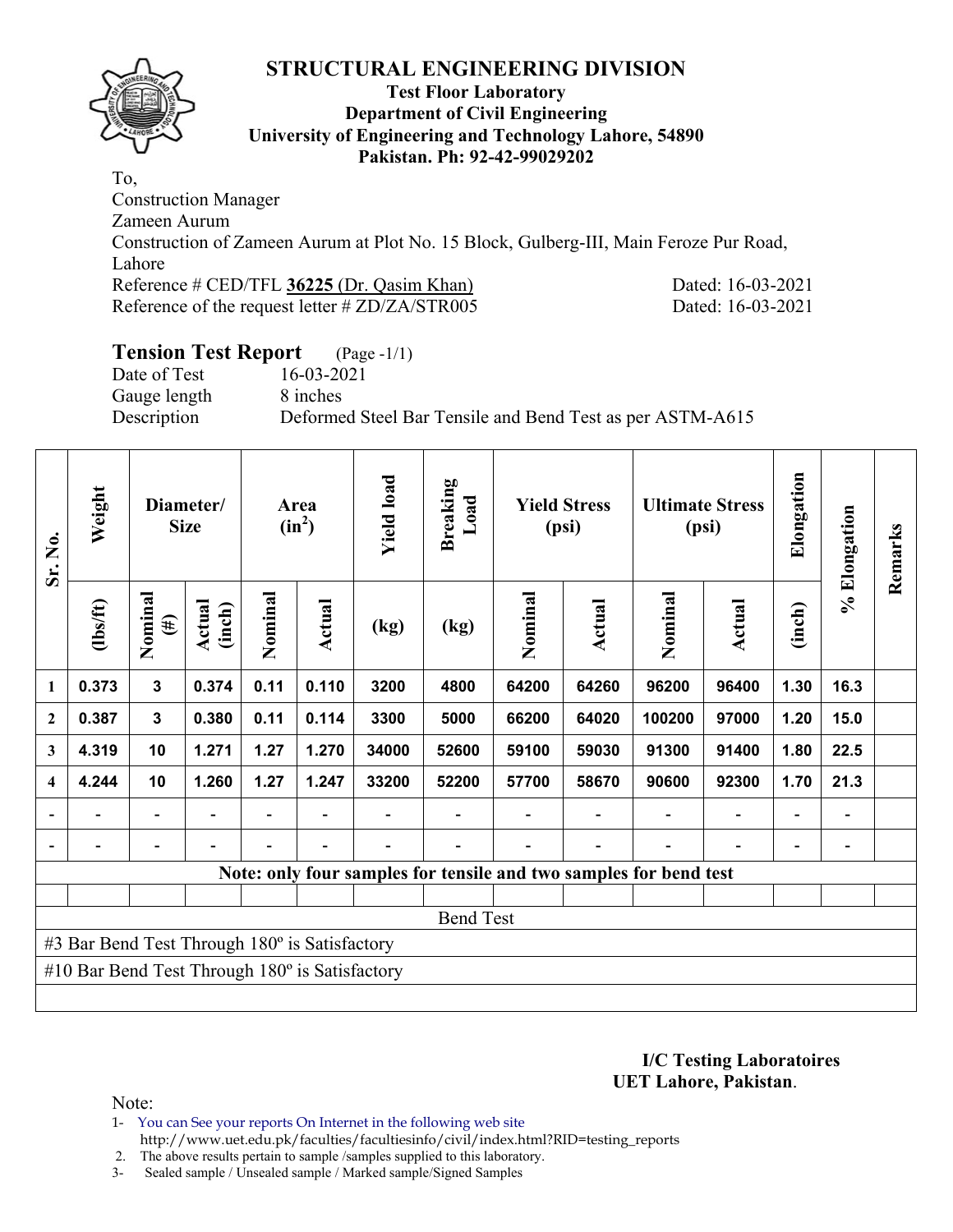# STRUCTURAL ENGINEERING DIVISION

**Test Floor Laboratory**
**Department of Civil Engineering**
**University of Engineering and Technology Lahore, 54890**
**Pakistan. Ph: 92-42-99029202**

To,
Construction Manager
Zameen Aurum
Construction of Zameen Aurum at Plot No. 15 Block, Gulberg-III, Main Feroze Pur Road, Lahore
Reference # CED/TFL **36225** (Dr. Qasim Khan) Dated: 16-03-2021
Reference of the request letter # ZD/ZA/STR005 Dated: 16-03-2021

## Tension Test Report (Page -1/1)

Date of Test 16-03-2021
Gauge length 8 inches
Description Deformed Steel Bar Tensile and Bend Test as per ASTM-A615

| Sr. No. | Weight | Diameter/ Size | | Area ($in^2$) | | Yield load | Breaking Load | Yield Stress (psi) | | Ultimate Stress (psi) | | Elongation | % Elongation | Remarks |
|---|---|---|---|---|---|---|---|---|---|---|---|---|---|---|
| | (lbs/ft) | Nominal (#) | Actual (inch) | Nominal | Actual | (kg) | (kg) | Nominal | Actual | Nominal | Actual | (inch) | | |
| 1 | 0.373 | 3 | 0.374 | 0.11 | 0.110 | 3200 | 4800 | 64200 | 64260 | 96200 | 96400 | 1.30 | 16.3 | |
| 2 | 0.387 | 3 | 0.380 | 0.11 | 0.114 | 3300 | 5000 | 66200 | 64020 | 100200 | 97000 | 1.20 | 15.0 | |
| 3 | 4.319 | 10 | 1.271 | 1.27 | 1.270 | 34000 | 52600 | 59100 | 59030 | 91300 | 91400 | 1.80 | 22.5 | |
| 4 | 4.244 | 10 | 1.260 | 1.27 | 1.247 | 33200 | 52200 | 57700 | 58670 | 90600 | 92300 | 1.70 | 21.3 | |
| - | - | - | - | - | - | - | - | - | - | - | - | - | - | |
| - | - | - | - | - | - | - | - | - | - | - | - | - | - | |
| Note: only four samples for tensile and two samples for bend test | | | | | | | | | | | | | | |
| | | | | | | | | | | | | | | |
| Bend Test | | | | | | | | | | | | | | |
| #3 Bar Bend Test Through 180º is Satisfactory | | | | | | | | | | | | | | |
| #10 Bar Bend Test Through 180º is Satisfactory | | | | | | | | | | | | | | |

**I/C Testing Laboratoires**
**UET Lahore, Pakistan**.

Note:
1- You can See your reports On Internet in the following web site http://www.uet.edu.pk/faculties/facultiesinfo/civil/index.html?RID=testing_reports
2. The above results pertain to sample /samples supplied to this laboratory.
3- Sealed sample / Unsealed sample / Marked sample/Signed Samples